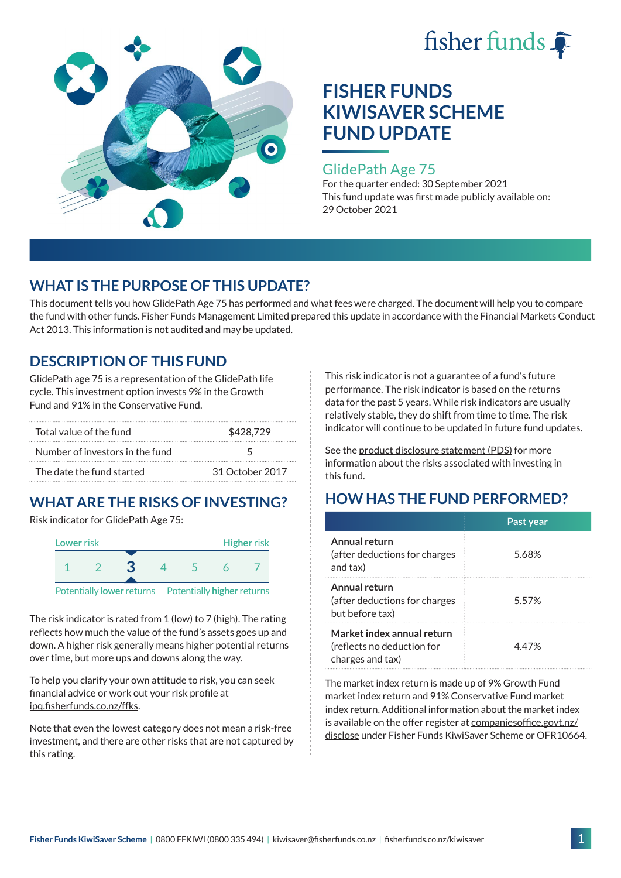fisher funds

# FISHER FUNDS KIWISAVER SCHEME FUND UPDATE

## GlidePath Age 75

For the quarter ended: 30 September 2021
This fund update was first made publicly available on: 29 October 2021

## WHAT IS THE PURPOSE OF THIS UPDATE?

This document tells you how GlidePath Age 75 has performed and what fees were charged. The document will help you to compare the fund with other funds. Fisher Funds Management Limited prepared this update in accordance with the Financial Markets Conduct Act 2013. This information is not audited and may be updated.

## DESCRIPTION OF THIS FUND

GlidePath age 75 is a representation of the GlidePath life cycle. This investment option invests 9% in the Growth Fund and 91% in the Conservative Fund.

| | |
|---|---|
| Total value of the fund | $428,729 |
| Number of investors in the fund | 5 |
| The date the fund started | 31 October 2017 |

## WHAT ARE THE RISKS OF INVESTING?

Risk indicator for GlidePath Age 75:

| Lower risk | | | | | | Higher risk |
|---|---|---|---|---|---|---|
| 1 | 2 | **3** | 4 | 5 | 6 | 7 |
| Potentially **lower** returns | | | | | | Potentially **higher** returns |

The risk indicator is rated from 1 (low) to 7 (high). The rating reflects how much the value of the fund's assets goes up and down. A higher risk generally means higher potential returns over time, but more ups and downs along the way.

To help you clarify your own attitude to risk, you can seek financial advice or work out your risk profile at ipq.fisherfunds.co.nz/ffks.

Note that even the lowest category does not mean a risk-free investment, and there are other risks that are not captured by this rating.

This risk indicator is not a guarantee of a fund's future performance. The risk indicator is based on the returns data for the past 5 years. While risk indicators are usually relatively stable, they do shift from time to time. The risk indicator will continue to be updated in future fund updates.

See the product disclosure statement (PDS) for more information about the risks associated with investing in this fund.

## HOW HAS THE FUND PERFORMED?

| | Past year |
|---|---|
| **Annual return** (after deductions for charges and tax) | 5.68% |
| **Annual return** (after deductions for charges but before tax) | 5.57% |
| **Market index annual return** (reflects no deduction for charges and tax) | 4.47% |

The market index return is made up of 9% Growth Fund market index return and 91% Conservative Fund market index return. Additional information about the market index is available on the offer register at companiesoffice.govt.nz/disclose under Fisher Funds KiwiSaver Scheme or OFR10664.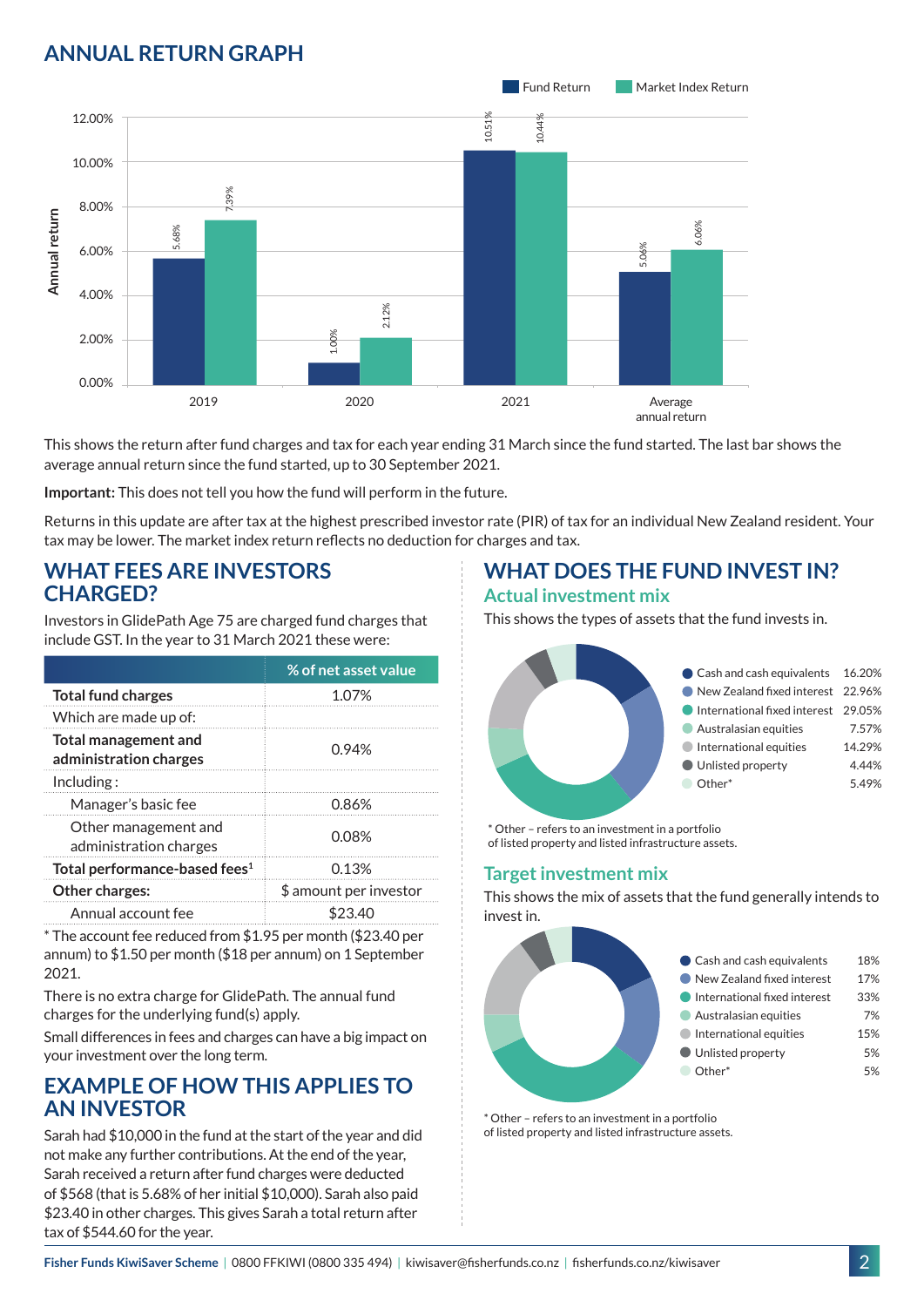## ANNUAL RETURN GRAPH

| | Fund Return | Market Index Return |
|---|---|---|
| 2019 | 5.68% | 7.39% |
| 2020 | 1.00% | 2.12% |
| 2021 | 10.51% | 10.44% |
| Average annual return | 5.06% | 6.06% |

This shows the return after fund charges and tax for each year ending 31 March since the fund started. The last bar shows the average annual return since the fund started, up to 30 September 2021.

**Important:** This does not tell you how the fund will perform in the future.

Returns in this update are after tax at the highest prescribed investor rate (PIR) of tax for an individual New Zealand resident. Your tax may be lower. The market index return reflects no deduction for charges and tax.

## WHAT FEES ARE INVESTORS CHARGED?

Investors in GlidePath Age 75 are charged fund charges that include GST. In the year to 31 March 2021 these were:

| | % of net asset value |
|---|---|
| **Total fund charges** | 1.07% |
| Which are made up of: | |
| **Total management and administration charges** | 0.94% |
| Including : | |
| Manager's basic fee | 0.86% |
| Other management and administration charges | 0.08% |
| **Total performance-based fees**[1] | 0.13% |
| **Other charges:** | $ amount per investor |
| Annual account fee | $23.40 |

* The account fee reduced from $1.95 per month ($23.40 per annum) to $1.50 per month ($18 per annum) on 1 September 2021.

There is no extra charge for GlidePath. The annual fund charges for the underlying fund(s) apply.

Small differences in fees and charges can have a big impact on your investment over the long term.

## EXAMPLE OF HOW THIS APPLIES TO AN INVESTOR

Sarah had $10,000 in the fund at the start of the year and did not make any further contributions. At the end of the year, Sarah received a return after fund charges were deducted of $568 (that is 5.68% of her initial $10,000). Sarah also paid $23.40 in other charges. This gives Sarah a total return after tax of $544.60 for the year.

## WHAT DOES THE FUND INVEST IN?

### Actual investment mix

This shows the types of assets that the fund invests in.

| Asset | % |
|---|---|
| Cash and cash equivalents | 16.20% |
| New Zealand fixed interest | 22.96% |
| International fixed interest | 29.05% |
| Australasian equities | 7.57% |
| International equities | 14.29% |
| Unlisted property | 4.44% |
| Other* | 5.49% |

\* Other – refers to an investment in a portfolio of listed property and listed infrastructure assets.

### Target investment mix

This shows the mix of assets that the fund generally intends to invest in.

| Asset | % |
|---|---|
| Cash and cash equivalents | 18% |
| New Zealand fixed interest | 17% |
| International fixed interest | 33% |
| Australasian equities | 7% |
| International equities | 15% |
| Unlisted property | 5% |
| Other* | 5% |

\* Other – refers to an investment in a portfolio of listed property and listed infrastructure assets.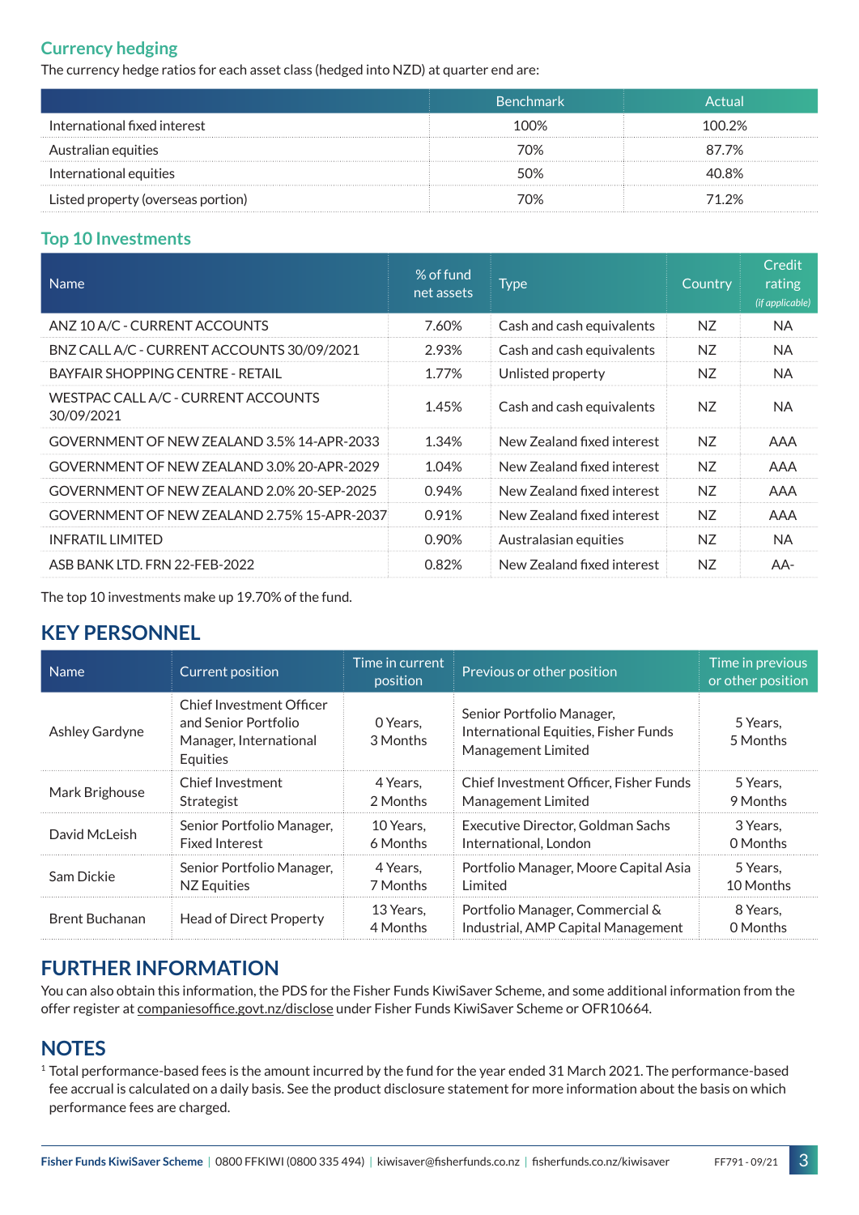## Currency hedging

The currency hedge ratios for each asset class (hedged into NZD) at quarter end are:

| | Benchmark | Actual |
|---|---|---|
| International fixed interest | 100% | 100.2% |
| Australian equities | 70% | 87.7% |
| International equities | 50% | 40.8% |
| Listed property (overseas portion) | 70% | 71.2% |

## Top 10 Investments

| Name | % of fund net assets | Type | Country | Credit rating *(if applicable)* |
|---|---|---|---|---|
| ANZ 10 A/C - CURRENT ACCOUNTS | 7.60% | Cash and cash equivalents | NZ | NA |
| BNZ CALL A/C - CURRENT ACCOUNTS 30/09/2021 | 2.93% | Cash and cash equivalents | NZ | NA |
| BAYFAIR SHOPPING CENTRE - RETAIL | 1.77% | Unlisted property | NZ | NA |
| WESTPAC CALL A/C - CURRENT ACCOUNTS 30/09/2021 | 1.45% | Cash and cash equivalents | NZ | NA |
| GOVERNMENT OF NEW ZEALAND 3.5% 14-APR-2033 | 1.34% | New Zealand fixed interest | NZ | AAA |
| GOVERNMENT OF NEW ZEALAND 3.0% 20-APR-2029 | 1.04% | New Zealand fixed interest | NZ | AAA |
| GOVERNMENT OF NEW ZEALAND 2.0% 20-SEP-2025 | 0.94% | New Zealand fixed interest | NZ | AAA |
| GOVERNMENT OF NEW ZEALAND 2.75% 15-APR-2037 | 0.91% | New Zealand fixed interest | NZ | AAA |
| INFRATIL LIMITED | 0.90% | Australasian equities | NZ | NA |
| ASB BANK LTD. FRN 22-FEB-2022 | 0.82% | New Zealand fixed interest | NZ | AA- |

The top 10 investments make up 19.70% of the fund.

## KEY PERSONNEL

| Name | Current position | Time in current position | Previous or other position | Time in previous or other position |
|---|---|---|---|---|
| Ashley Gardyne | Chief Investment Officer and Senior Portfolio Manager, International Equities | 0 Years, 3 Months | Senior Portfolio Manager, International Equities, Fisher Funds Management Limited | 5 Years, 5 Months |
| Mark Brighouse | Chief Investment Strategist | 4 Years, 2 Months | Chief Investment Officer, Fisher Funds Management Limited | 5 Years, 9 Months |
| David McLeish | Senior Portfolio Manager, Fixed Interest | 10 Years, 6 Months | Executive Director, Goldman Sachs International, London | 3 Years, 0 Months |
| Sam Dickie | Senior Portfolio Manager, NZ Equities | 4 Years, 7 Months | Portfolio Manager, Moore Capital Asia Limited | 5 Years, 10 Months |
| Brent Buchanan | Head of Direct Property | 13 Years, 4 Months | Portfolio Manager, Commercial & Industrial, AMP Capital Management | 8 Years, 0 Months |

## FURTHER INFORMATION

You can also obtain this information, the PDS for the Fisher Funds KiwiSaver Scheme, and some additional information from the offer register at companiesoffice.govt.nz/disclose under Fisher Funds KiwiSaver Scheme or OFR10664.

## NOTES

[1] Total performance-based fees is the amount incurred by the fund for the year ended 31 March 2021. The performance-based fee accrual is calculated on a daily basis. See the product disclosure statement for more information about the basis on which performance fees are charged.